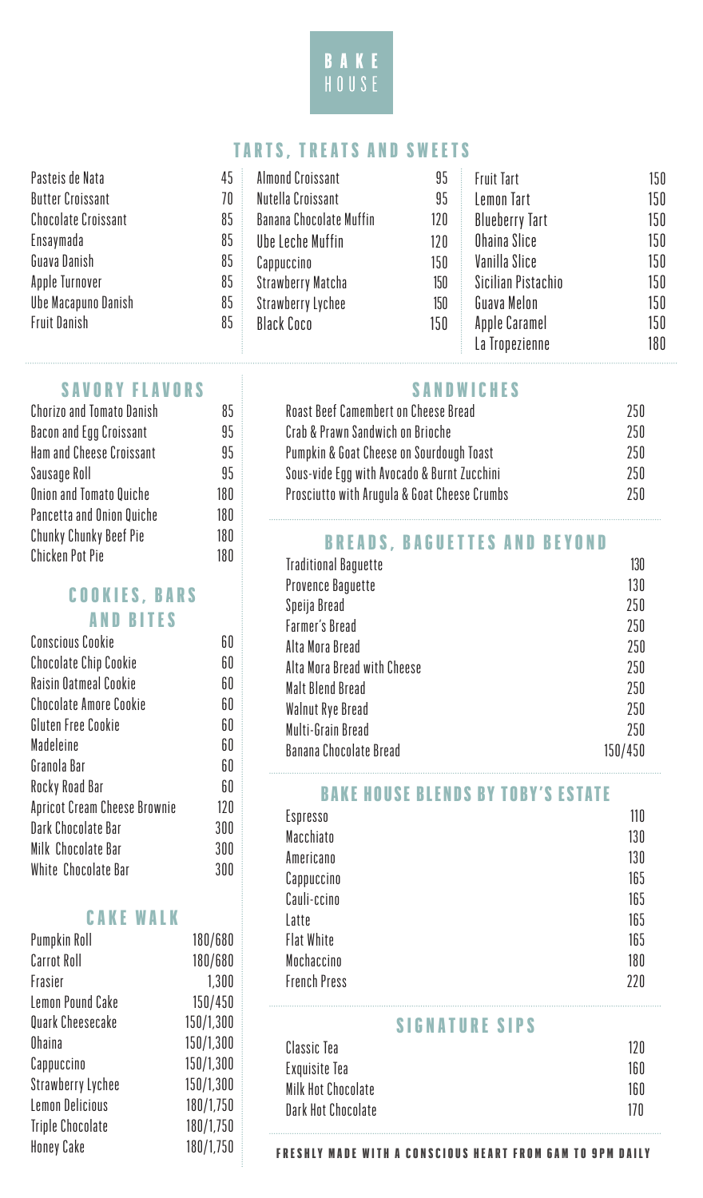# BAKE HOUSE

## TARTS, TREATS AND SWEETS

| Item | Price |
|---|---|
| Pasteis de Nata | 45 |
| Butter Croissant | 70 |
| Chocolate Croissant | 85 |
| Ensaymada | 85 |
| Guava Danish | 85 |
| Apple Turnover | 85 |
| Ube Macapuno Danish | 85 |
| Fruit Danish | 85 |
| Almond Croissant | 95 |
| Nutella Croissant | 95 |
| Banana Chocolate Muffin | 120 |
| Ube Leche Muffin | 120 |
| Cappuccino | 150 |
| Strawberry Matcha | 150 |
| Strawberry Lychee | 150 |
| Black Coco | 150 |
| Fruit Tart | 150 |
| Lemon Tart | 150 |
| Blueberry Tart | 150 |
| Ohaina Slice | 150 |
| Vanilla Slice | 150 |
| Sicilian Pistachio | 150 |
| Guava Melon | 150 |
| Apple Caramel | 150 |
| La Tropezienne | 180 |

## SAVORY FLAVORS

| Item | Price |
|---|---|
| Chorizo and Tomato Danish | 85 |
| Bacon and Egg Croissant | 95 |
| Ham and Cheese Croissant | 95 |
| Sausage Roll | 95 |
| Onion and Tomato Quiche | 180 |
| Pancetta and Onion Quiche | 180 |
| Chunky Chunky Beef Pie | 180 |
| Chicken Pot Pie | 180 |

## COOKIES, BARS AND BITES

| Item | Price |
|---|---|
| Conscious Cookie | 60 |
| Chocolate Chip Cookie | 60 |
| Raisin Oatmeal Cookie | 60 |
| Chocolate Amore Cookie | 60 |
| Gluten Free Cookie | 60 |
| Madeleine | 60 |
| Granola Bar | 60 |
| Rocky Road Bar | 60 |
| Apricot Cream Cheese Brownie | 120 |
| Dark Chocolate Bar | 300 |
| Milk Chocolate Bar | 300 |
| White Chocolate Bar | 300 |

## CAKE WALK

| Item | Price |
|---|---|
| Pumpkin Roll | 180/680 |
| Carrot Roll | 180/680 |
| Frasier | 1,300 |
| Lemon Pound Cake | 150/450 |
| Quark Cheesecake | 150/1,300 |
| Ohaina | 150/1,300 |
| Cappuccino | 150/1,300 |
| Strawberry Lychee | 150/1,300 |
| Lemon Delicious | 180/1,750 |
| Triple Chocolate | 180/1,750 |
| Honey Cake | 180/1,750 |

## SANDWICHES

| Item | Price |
|---|---|
| Roast Beef Camembert on Cheese Bread | 250 |
| Crab & Prawn Sandwich on Brioche | 250 |
| Pumpkin & Goat Cheese on Sourdough Toast | 250 |
| Sous-vide Egg with Avocado & Burnt Zucchini | 250 |
| Prosciutto with Arugula & Goat Cheese Crumbs | 250 |

## BREADS, BAGUETTES AND BEYOND

| Item | Price |
|---|---|
| Traditional Baguette | 130 |
| Provence Baguette | 130 |
| Speija Bread | 250 |
| Farmer's Bread | 250 |
| Alta Mora Bread | 250 |
| Alta Mora Bread with Cheese | 250 |
| Malt Blend Bread | 250 |
| Walnut Rye Bread | 250 |
| Multi-Grain Bread | 250 |
| Banana Chocolate Bread | 150/450 |

## BAKE HOUSE BLENDS BY TOBY'S ESTATE

| Item | Price |
|---|---|
| Espresso | 110 |
| Macchiato | 130 |
| Americano | 130 |
| Cappuccino | 165 |
| Cauli-ccino | 165 |
| Latte | 165 |
| Flat White | 165 |
| Mochaccino | 180 |
| French Press | 220 |

## SIGNATURE SIPS

| Item | Price |
|---|---|
| Classic Tea | 120 |
| Exquisite Tea | 160 |
| Milk Hot Chocolate | 160 |
| Dark Hot Chocolate | 170 |

**FRESHLY MADE WITH A CONSCIOUS HEART FROM 6AM TO 9PM DAILY**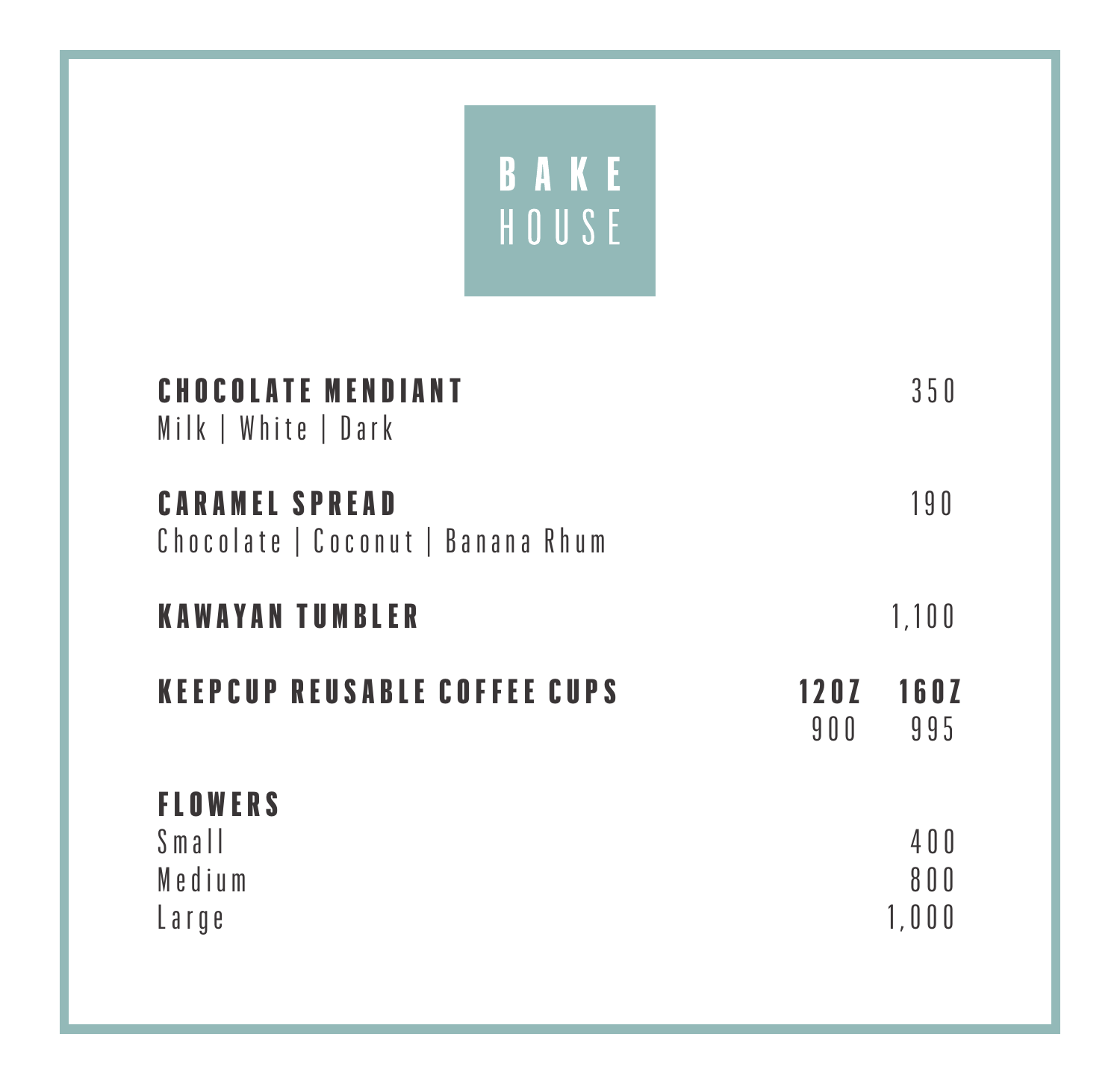# BAKE HOUSE

**CHOCOLATE MENDIANT** 350
Milk | White | Dark

**CARAMEL SPREAD** 190
Chocolate | Coconut | Banana Rhum

**KAWAYAN TUMBLER** 1,100

| | 12OZ | 16OZ |
|---|---|---|
| **KEEPCUP REUSABLE COFFEE CUPS** | 900 | 995 |

**FLOWERS**

| | |
|---|---|
| Small | 400 |
| Medium | 800 |
| Large | 1,000 |